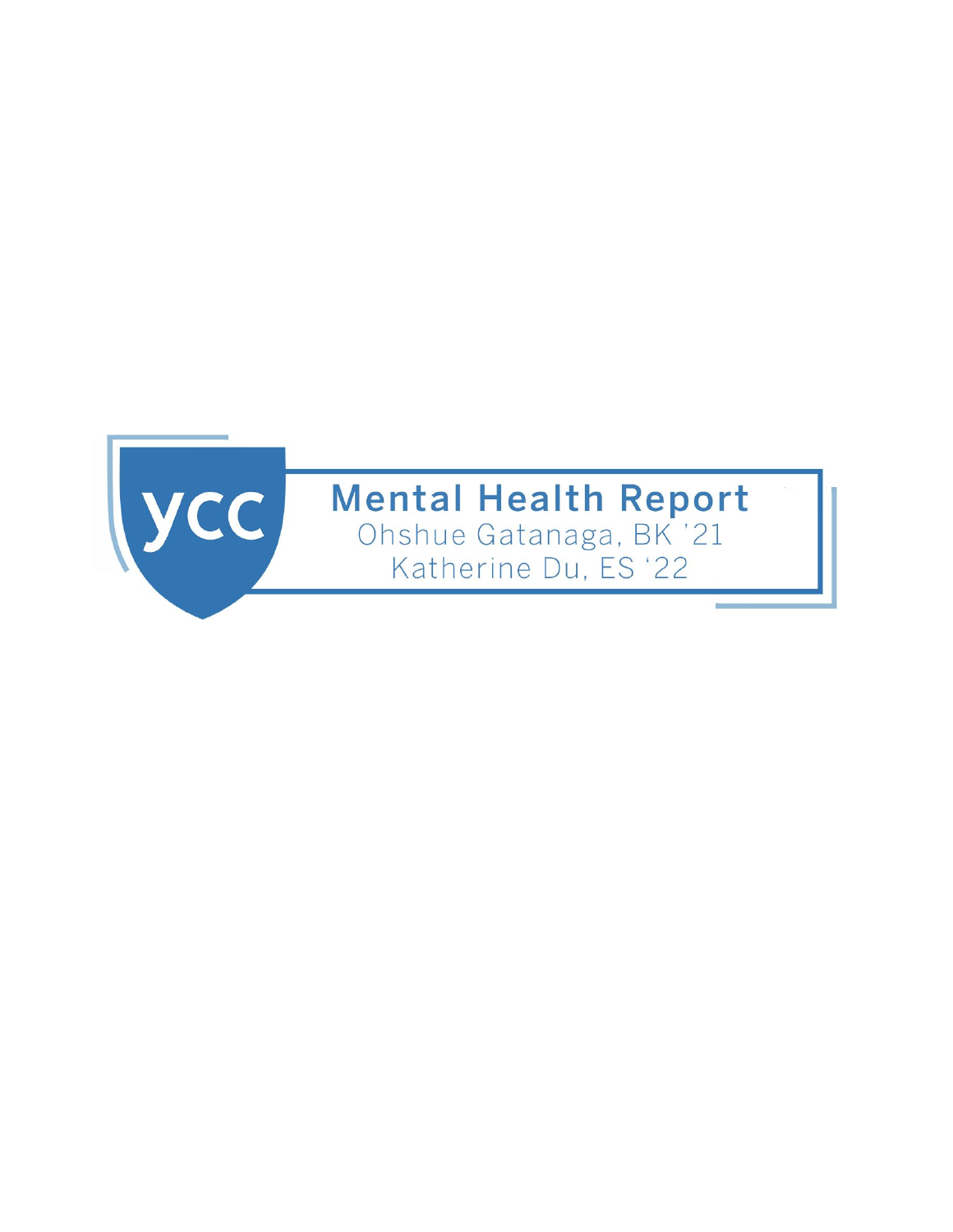ycc

# Mental Health Report

Ohshue Gatanaga, BK '21

Katherine Du, ES '22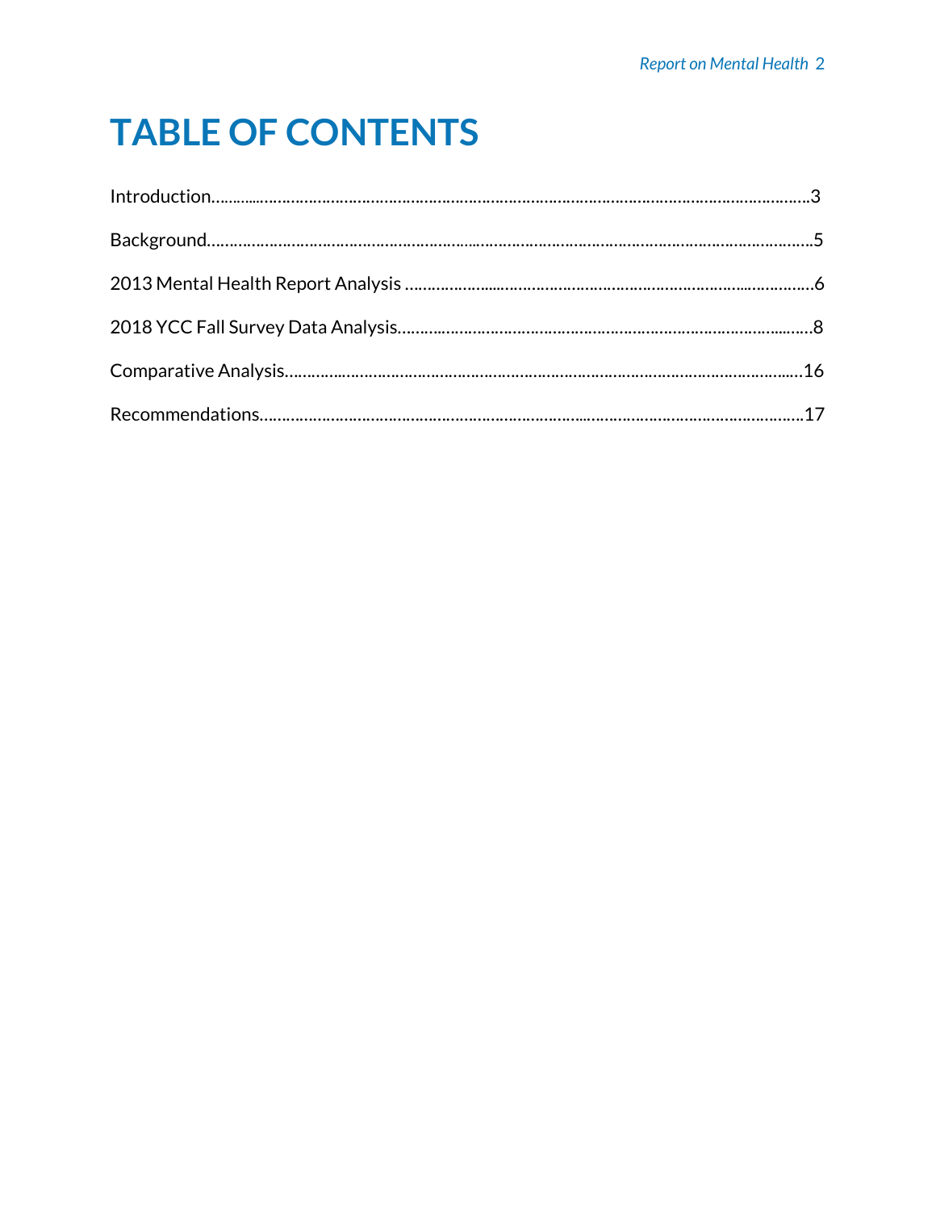# TABLE OF CONTENTS

Introduction……………………………………………………………………………………………………………3

Background……………………………………………………………………………………………………………5

2013 Mental Health Report Analysis ………………………………………………………………………………6

2018 YCC Fall Survey Data Analysis…………………………………………………………………………………8

Comparative Analysis………………………………………………………………………………………………16

Recommendations……………………………………………………………………………………………………17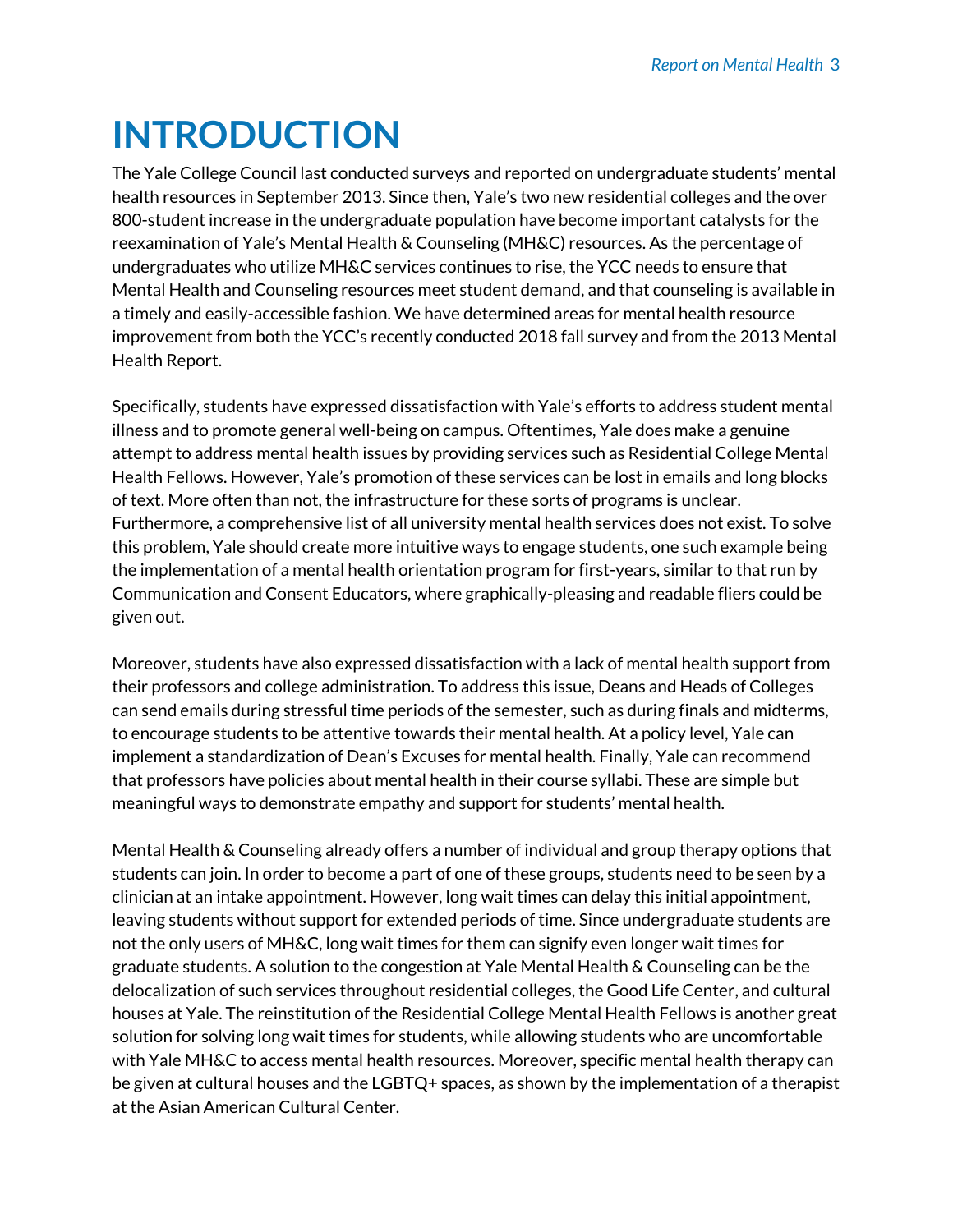# INTRODUCTION

The Yale College Council last conducted surveys and reported on undergraduate students' mental health resources in September 2013. Since then, Yale's two new residential colleges and the over 800-student increase in the undergraduate population have become important catalysts for the reexamination of Yale's Mental Health & Counseling (MH&C) resources. As the percentage of undergraduates who utilize MH&C services continues to rise, the YCC needs to ensure that Mental Health and Counseling resources meet student demand, and that counseling is available in a timely and easily-accessible fashion. We have determined areas for mental health resource improvement from both the YCC's recently conducted 2018 fall survey and from the 2013 Mental Health Report.

Specifically, students have expressed dissatisfaction with Yale's efforts to address student mental illness and to promote general well-being on campus. Oftentimes, Yale does make a genuine attempt to address mental health issues by providing services such as Residential College Mental Health Fellows. However, Yale's promotion of these services can be lost in emails and long blocks of text. More often than not, the infrastructure for these sorts of programs is unclear. Furthermore, a comprehensive list of all university mental health services does not exist. To solve this problem, Yale should create more intuitive ways to engage students, one such example being the implementation of a mental health orientation program for first-years, similar to that run by Communication and Consent Educators, where graphically-pleasing and readable fliers could be given out.

Moreover, students have also expressed dissatisfaction with a lack of mental health support from their professors and college administration. To address this issue, Deans and Heads of Colleges can send emails during stressful time periods of the semester, such as during finals and midterms, to encourage students to be attentive towards their mental health. At a policy level, Yale can implement a standardization of Dean's Excuses for mental health. Finally, Yale can recommend that professors have policies about mental health in their course syllabi. These are simple but meaningful ways to demonstrate empathy and support for students' mental health.

Mental Health & Counseling already offers a number of individual and group therapy options that students can join. In order to become a part of one of these groups, students need to be seen by a clinician at an intake appointment. However, long wait times can delay this initial appointment, leaving students without support for extended periods of time. Since undergraduate students are not the only users of MH&C, long wait times for them can signify even longer wait times for graduate students. A solution to the congestion at Yale Mental Health & Counseling can be the delocalization of such services throughout residential colleges, the Good Life Center, and cultural houses at Yale. The reinstitution of the Residential College Mental Health Fellows is another great solution for solving long wait times for students, while allowing students who are uncomfortable with Yale MH&C to access mental health resources. Moreover, specific mental health therapy can be given at cultural houses and the LGBTQ+ spaces, as shown by the implementation of a therapist at the Asian American Cultural Center.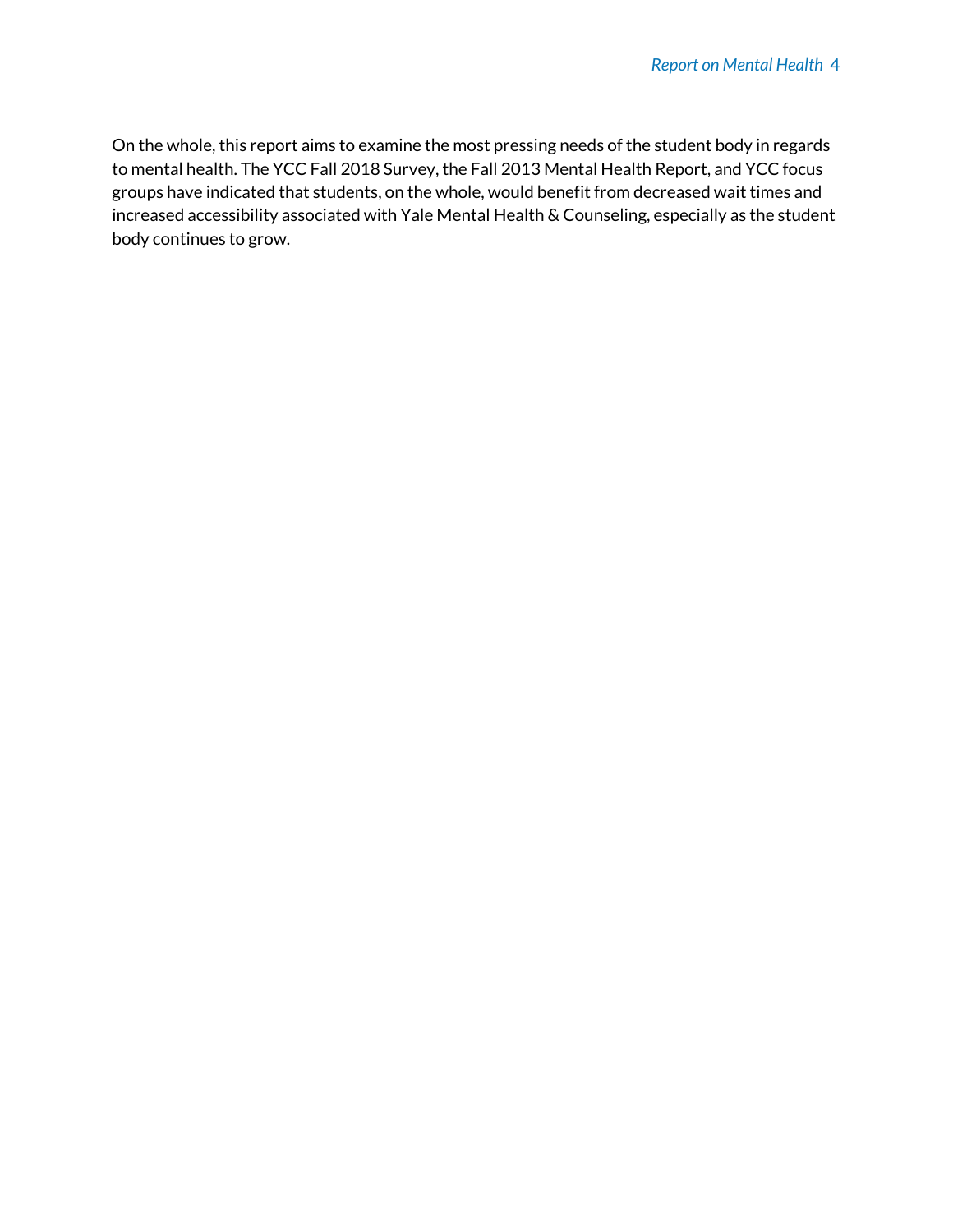On the whole, this report aims to examine the most pressing needs of the student body in regards to mental health. The YCC Fall 2018 Survey, the Fall 2013 Mental Health Report, and YCC focus groups have indicated that students, on the whole, would benefit from decreased wait times and increased accessibility associated with Yale Mental Health & Counseling, especially as the student body continues to grow.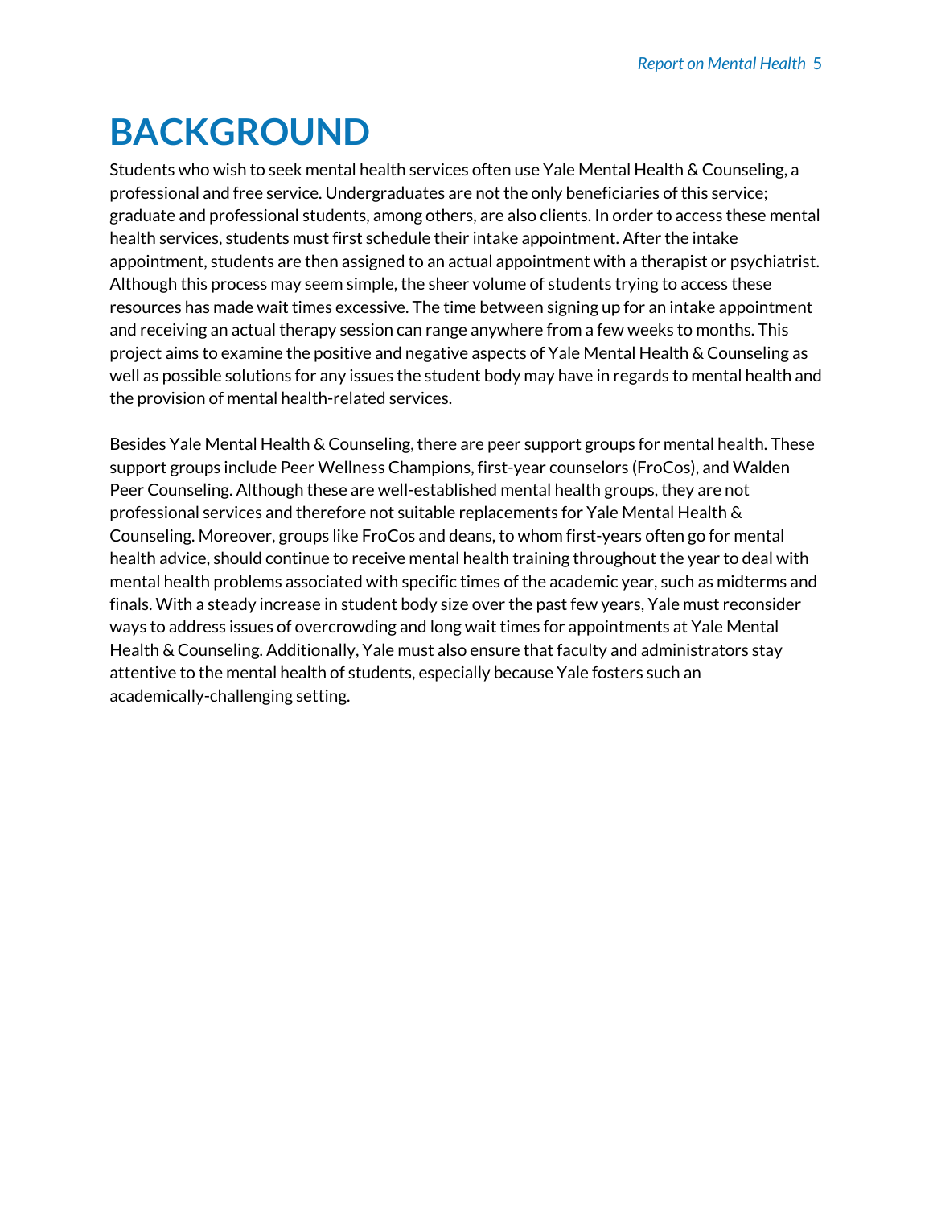# BACKGROUND

Students who wish to seek mental health services often use Yale Mental Health & Counseling, a professional and free service. Undergraduates are not the only beneficiaries of this service; graduate and professional students, among others, are also clients. In order to access these mental health services, students must first schedule their intake appointment. After the intake appointment, students are then assigned to an actual appointment with a therapist or psychiatrist. Although this process may seem simple, the sheer volume of students trying to access these resources has made wait times excessive. The time between signing up for an intake appointment and receiving an actual therapy session can range anywhere from a few weeks to months. This project aims to examine the positive and negative aspects of Yale Mental Health & Counseling as well as possible solutions for any issues the student body may have in regards to mental health and the provision of mental health-related services.

Besides Yale Mental Health & Counseling, there are peer support groups for mental health. These support groups include Peer Wellness Champions, first-year counselors (FroCos), and Walden Peer Counseling. Although these are well-established mental health groups, they are not professional services and therefore not suitable replacements for Yale Mental Health & Counseling. Moreover, groups like FroCos and deans, to whom first-years often go for mental health advice, should continue to receive mental health training throughout the year to deal with mental health problems associated with specific times of the academic year, such as midterms and finals. With a steady increase in student body size over the past few years, Yale must reconsider ways to address issues of overcrowding and long wait times for appointments at Yale Mental Health & Counseling. Additionally, Yale must also ensure that faculty and administrators stay attentive to the mental health of students, especially because Yale fosters such an academically-challenging setting.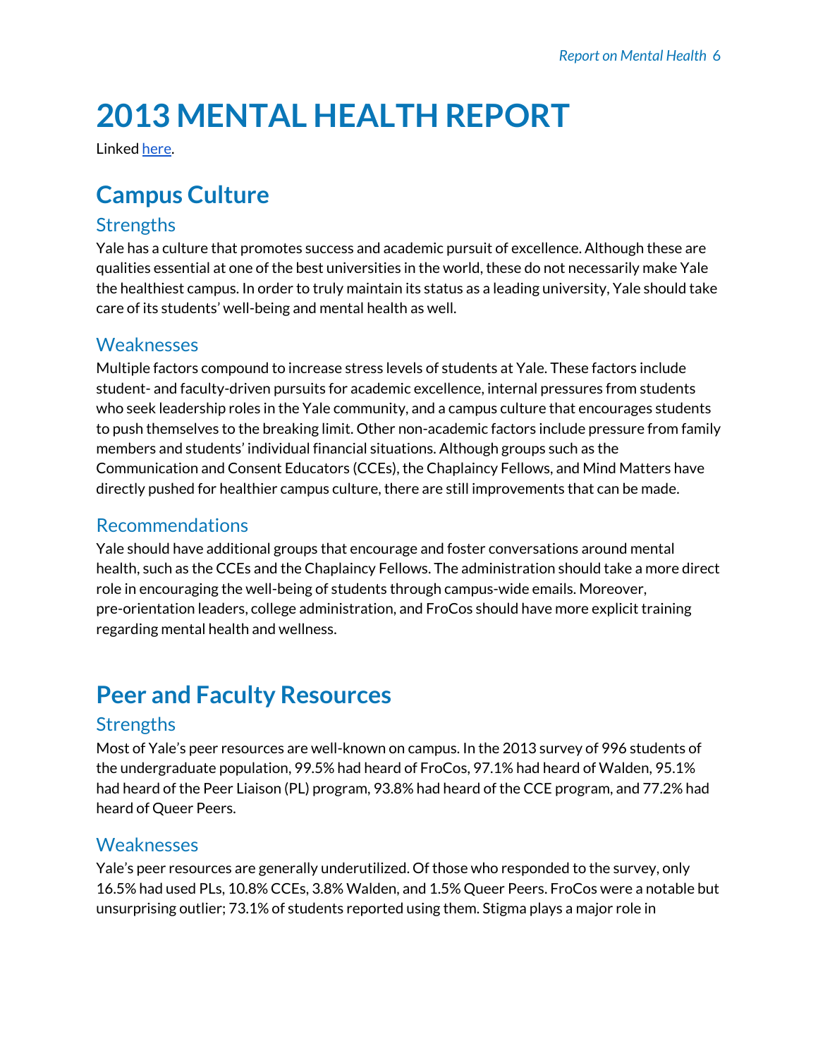# 2013 MENTAL HEALTH REPORT

Linked here.

## Campus Culture

### Strengths

Yale has a culture that promotes success and academic pursuit of excellence. Although these are qualities essential at one of the best universities in the world, these do not necessarily make Yale the healthiest campus. In order to truly maintain its status as a leading university, Yale should take care of its students' well-being and mental health as well.

### Weaknesses

Multiple factors compound to increase stress levels of students at Yale. These factors include student- and faculty-driven pursuits for academic excellence, internal pressures from students who seek leadership roles in the Yale community, and a campus culture that encourages students to push themselves to the breaking limit. Other non-academic factors include pressure from family members and students' individual financial situations. Although groups such as the Communication and Consent Educators (CCEs), the Chaplaincy Fellows, and Mind Matters have directly pushed for healthier campus culture, there are still improvements that can be made.

### Recommendations

Yale should have additional groups that encourage and foster conversations around mental health, such as the CCEs and the Chaplaincy Fellows. The administration should take a more direct role in encouraging the well-being of students through campus-wide emails. Moreover, pre-orientation leaders, college administration, and FroCos should have more explicit training regarding mental health and wellness.

## Peer and Faculty Resources

### Strengths

Most of Yale's peer resources are well-known on campus. In the 2013 survey of 996 students of the undergraduate population, 99.5% had heard of FroCos, 97.1% had heard of Walden, 95.1% had heard of the Peer Liaison (PL) program, 93.8% had heard of the CCE program, and 77.2% had heard of Queer Peers.

### Weaknesses

Yale's peer resources are generally underutilized. Of those who responded to the survey, only 16.5% had used PLs, 10.8% CCEs, 3.8% Walden, and 1.5% Queer Peers. FroCos were a notable but unsurprising outlier; 73.1% of students reported using them. Stigma plays a major role in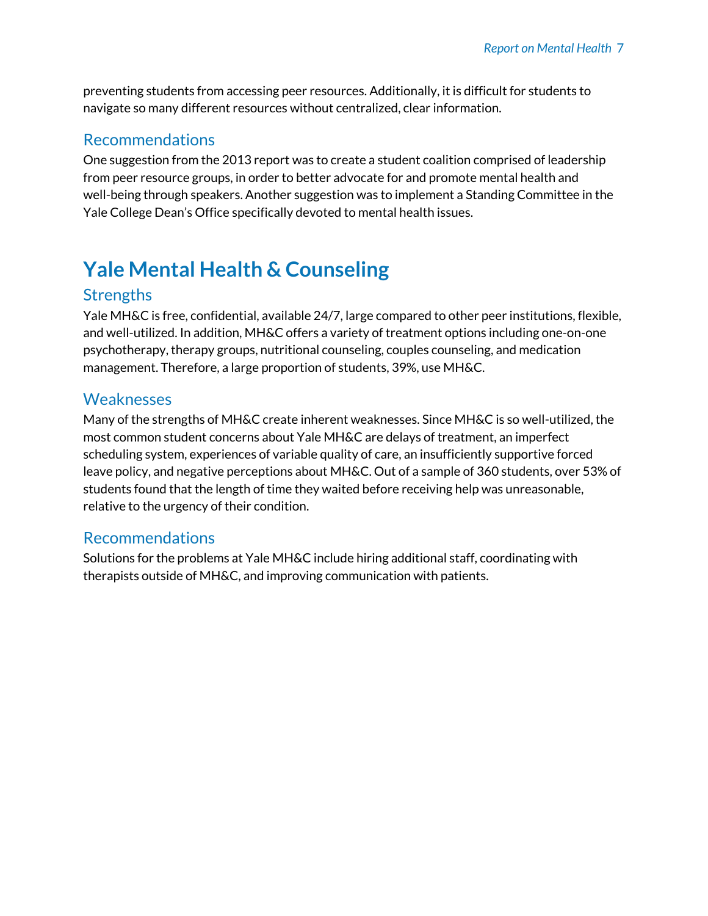preventing students from accessing peer resources. Additionally, it is difficult for students to navigate so many different resources without centralized, clear information.

### Recommendations

One suggestion from the 2013 report was to create a student coalition comprised of leadership from peer resource groups, in order to better advocate for and promote mental health and well-being through speakers. Another suggestion was to implement a Standing Committee in the Yale College Dean's Office specifically devoted to mental health issues.

## Yale Mental Health & Counseling

### Strengths

Yale MH&C is free, confidential, available 24/7, large compared to other peer institutions, flexible, and well-utilized. In addition, MH&C offers a variety of treatment options including one-on-one psychotherapy, therapy groups, nutritional counseling, couples counseling, and medication management. Therefore, a large proportion of students, 39%, use MH&C.

### Weaknesses

Many of the strengths of MH&C create inherent weaknesses. Since MH&C is so well-utilized, the most common student concerns about Yale MH&C are delays of treatment, an imperfect scheduling system, experiences of variable quality of care, an insufficiently supportive forced leave policy, and negative perceptions about MH&C. Out of a sample of 360 students, over 53% of students found that the length of time they waited before receiving help was unreasonable, relative to the urgency of their condition.

### Recommendations

Solutions for the problems at Yale MH&C include hiring additional staff, coordinating with therapists outside of MH&C, and improving communication with patients.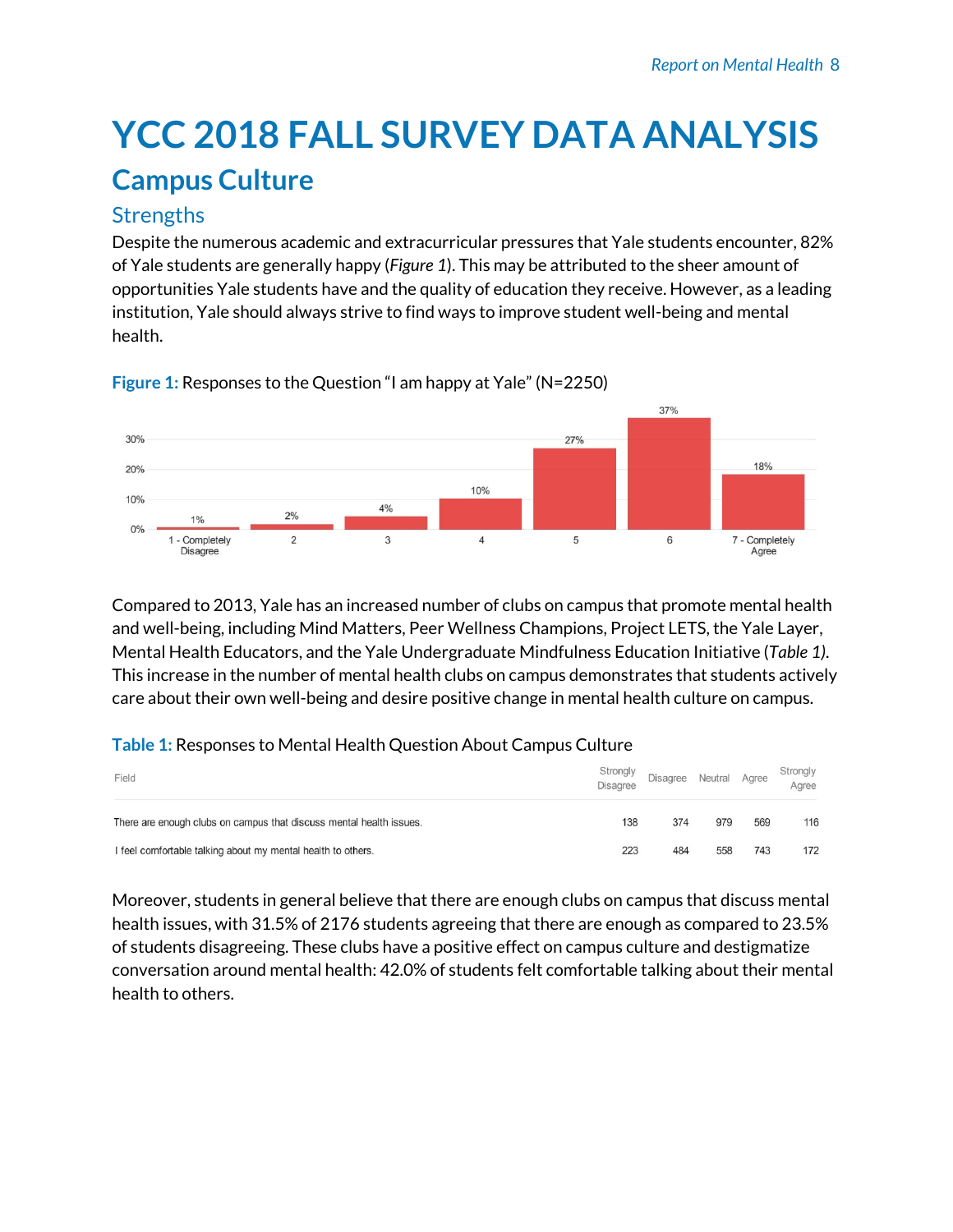# YCC 2018 FALL SURVEY DATA ANALYSIS

## Campus Culture

### Strengths

Despite the numerous academic and extracurricular pressures that Yale students encounter, 82% of Yale students are generally happy (*Figure 1*). This may be attributed to the sheer amount of opportunities Yale students have and the quality of education they receive. However, as a leading institution, Yale should always strive to find ways to improve student well-being and mental health.

**Figure 1:** Responses to the Question "I am happy at Yale" (N=2250)

| Response | Percentage |
|---|---|
| 1 - Completely Disagree | 1% |
| 2 | 2% |
| 3 | 4% |
| 4 | 10% |
| 5 | 27% |
| 6 | 37% |
| 7 - Completely Agree | 18% |

Compared to 2013, Yale has an increased number of clubs on campus that promote mental health and well-being, including Mind Matters, Peer Wellness Champions, Project LETS, the Yale Layer, Mental Health Educators, and the Yale Undergraduate Mindfulness Education Initiative (*Table 1)*. This increase in the number of mental health clubs on campus demonstrates that students actively care about their own well-being and desire positive change in mental health culture on campus.

**Table 1:** Responses to Mental Health Question About Campus Culture

| Field | Strongly Disagree | Disagree | Neutral | Agree | Strongly Agree |
|---|---|---|---|---|---|
| There are enough clubs on campus that discuss mental health issues. | 138 | 374 | 979 | 569 | 116 |
| I feel comfortable talking about my mental health to others. | 223 | 484 | 558 | 743 | 172 |

Moreover, students in general believe that there are enough clubs on campus that discuss mental health issues, with 31.5% of 2176 students agreeing that there are enough as compared to 23.5% of students disagreeing. These clubs have a positive effect on campus culture and destigmatize conversation around mental health: 42.0% of students felt comfortable talking about their mental health to others.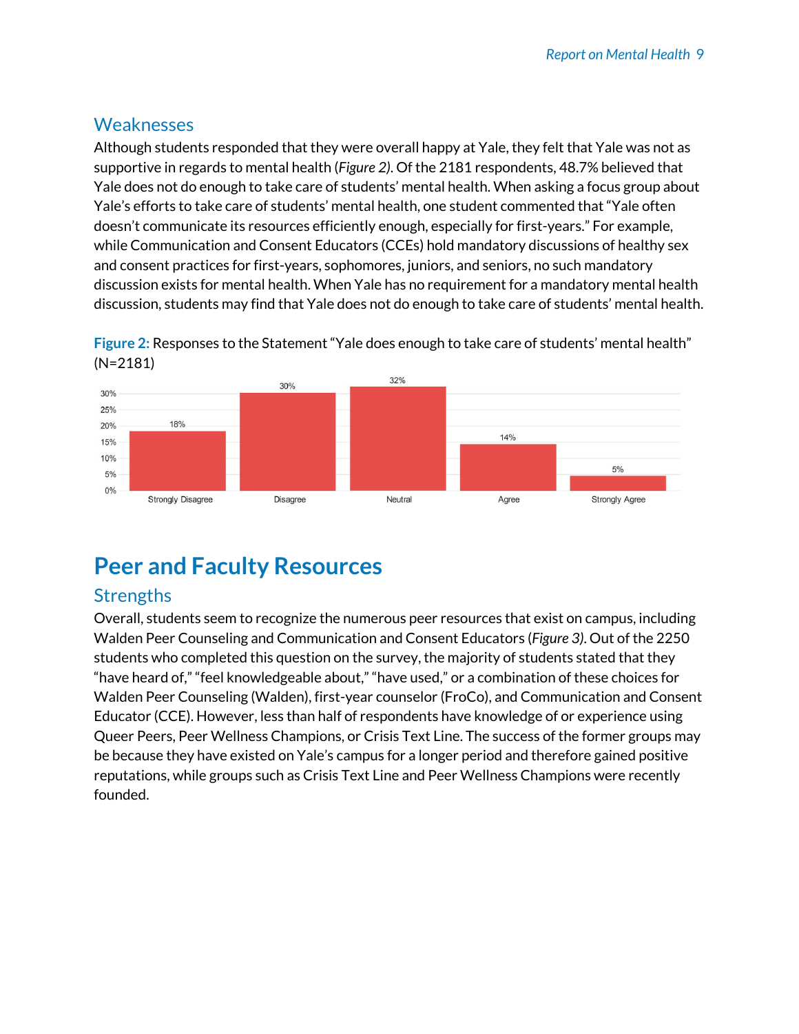## Weaknesses

Although students responded that they were overall happy at Yale, they felt that Yale was not as supportive in regards to mental health (*Figure 2*). Of the 2181 respondents, 48.7% believed that Yale does not do enough to take care of students' mental health. When asking a focus group about Yale's efforts to take care of students' mental health, one student commented that "Yale often doesn't communicate its resources efficiently enough, especially for first-years." For example, while Communication and Consent Educators (CCEs) hold mandatory discussions of healthy sex and consent practices for first-years, sophomores, juniors, and seniors, no such mandatory discussion exists for mental health. When Yale has no requirement for a mandatory mental health discussion, students may find that Yale does not do enough to take care of students' mental health.

**Figure 2:** Responses to the Statement "Yale does enough to take care of students' mental health" (N=2181)

| Response | Percentage |
|---|---|
| Strongly Disagree | 18% |
| Disagree | 30% |
| Neutral | 32% |
| Agree | 14% |
| Strongly Agree | 5% |

# Peer and Faculty Resources

## Strengths

Overall, students seem to recognize the numerous peer resources that exist on campus, including Walden Peer Counseling and Communication and Consent Educators (*Figure 3*). Out of the 2250 students who completed this question on the survey, the majority of students stated that they "have heard of," "feel knowledgeable about," "have used," or a combination of these choices for Walden Peer Counseling (Walden), first-year counselor (FroCo), and Communication and Consent Educator (CCE). However, less than half of respondents have knowledge of or experience using Queer Peers, Peer Wellness Champions, or Crisis Text Line. The success of the former groups may be because they have existed on Yale's campus for a longer period and therefore gained positive reputations, while groups such as Crisis Text Line and Peer Wellness Champions were recently founded.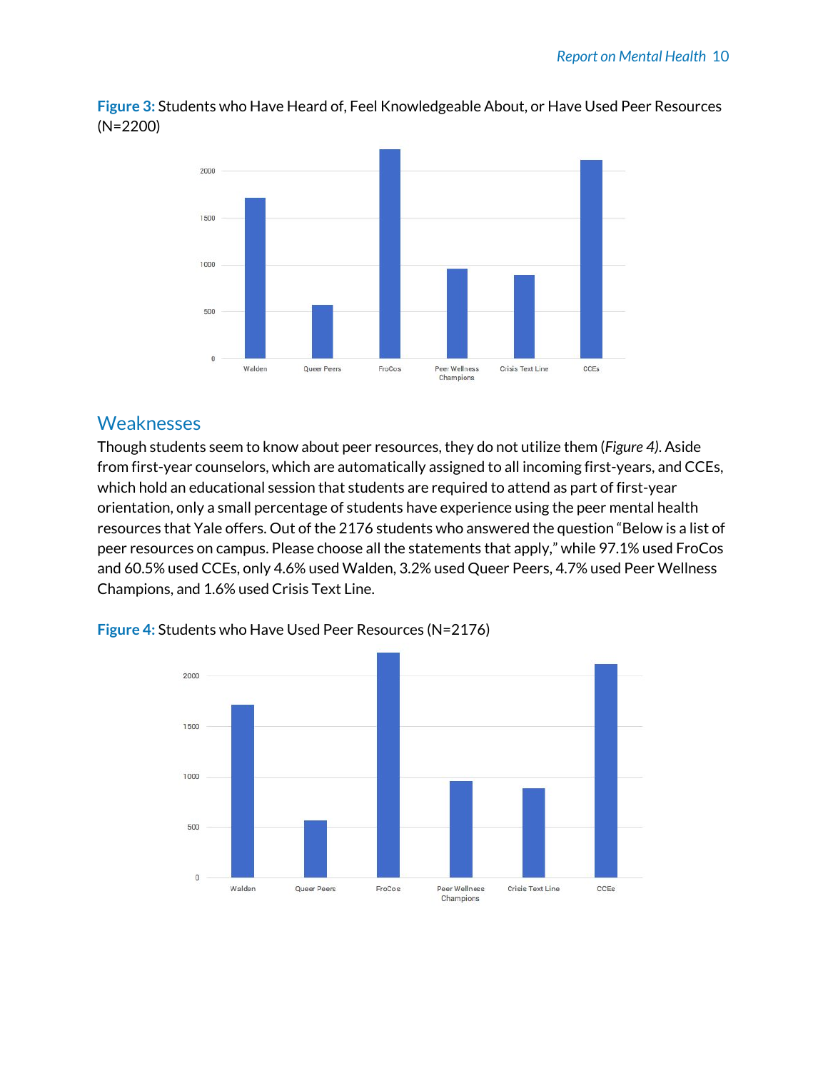**Figure 3:** Students who Have Heard of, Feel Knowledgeable About, or Have Used Peer Resources (N=2200)

## Weaknesses

Though students seem to know about peer resources, they do not utilize them (*Figure 4*). Aside from first-year counselors, which are automatically assigned to all incoming first-years, and CCEs, which hold an educational session that students are required to attend as part of first-year orientation, only a small percentage of students have experience using the peer mental health resources that Yale offers. Out of the 2176 students who answered the question "Below is a list of peer resources on campus. Please choose all the statements that apply," while 97.1% used FroCos and 60.5% used CCEs, only 4.6% used Walden, 3.2% used Queer Peers, 4.7% used Peer Wellness Champions, and 1.6% used Crisis Text Line.

**Figure 4:** Students who Have Used Peer Resources (N=2176)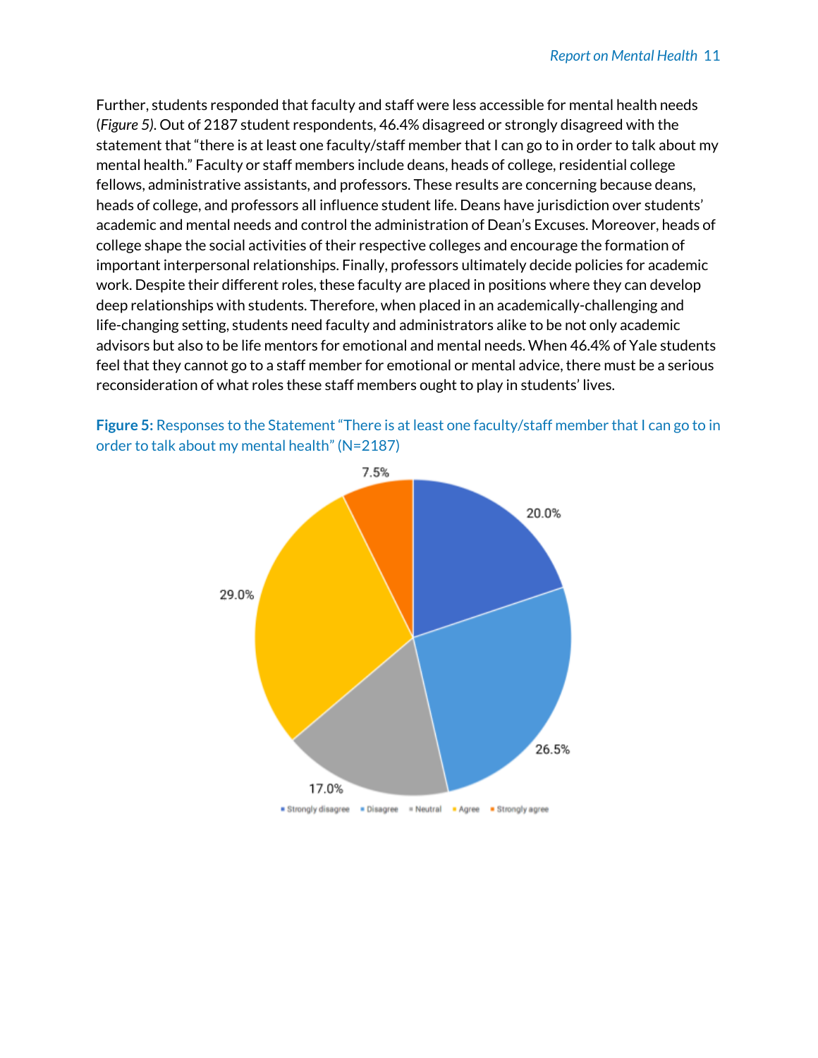Further, students responded that faculty and staff were less accessible for mental health needs (*Figure 5)*. Out of 2187 student respondents, 46.4% disagreed or strongly disagreed with the statement that "there is at least one faculty/staff member that I can go to in order to talk about my mental health." Faculty or staff members include deans, heads of college, residential college fellows, administrative assistants, and professors. These results are concerning because deans, heads of college, and professors all influence student life. Deans have jurisdiction over students' academic and mental needs and control the administration of Dean's Excuses. Moreover, heads of college shape the social activities of their respective colleges and encourage the formation of important interpersonal relationships. Finally, professors ultimately decide policies for academic work. Despite their different roles, these faculty are placed in positions where they can develop deep relationships with students. Therefore, when placed in an academically-challenging and life-changing setting, students need faculty and administrators alike to be not only academic advisors but also to be life mentors for emotional and mental needs. When 46.4% of Yale students feel that they cannot go to a staff member for emotional or mental advice, there must be a serious reconsideration of what roles these staff members ought to play in students' lives.

**Figure 5:** Responses to the Statement "There is at least one faculty/staff member that I can go to in order to talk about my mental health" (N=2187)

| Response | Percentage |
| --- | --- |
| Strongly disagree | 20.0% |
| Disagree | 26.5% |
| Neutral | 17.0% |
| Agree | 29.0% |
| Strongly agree | 7.5% |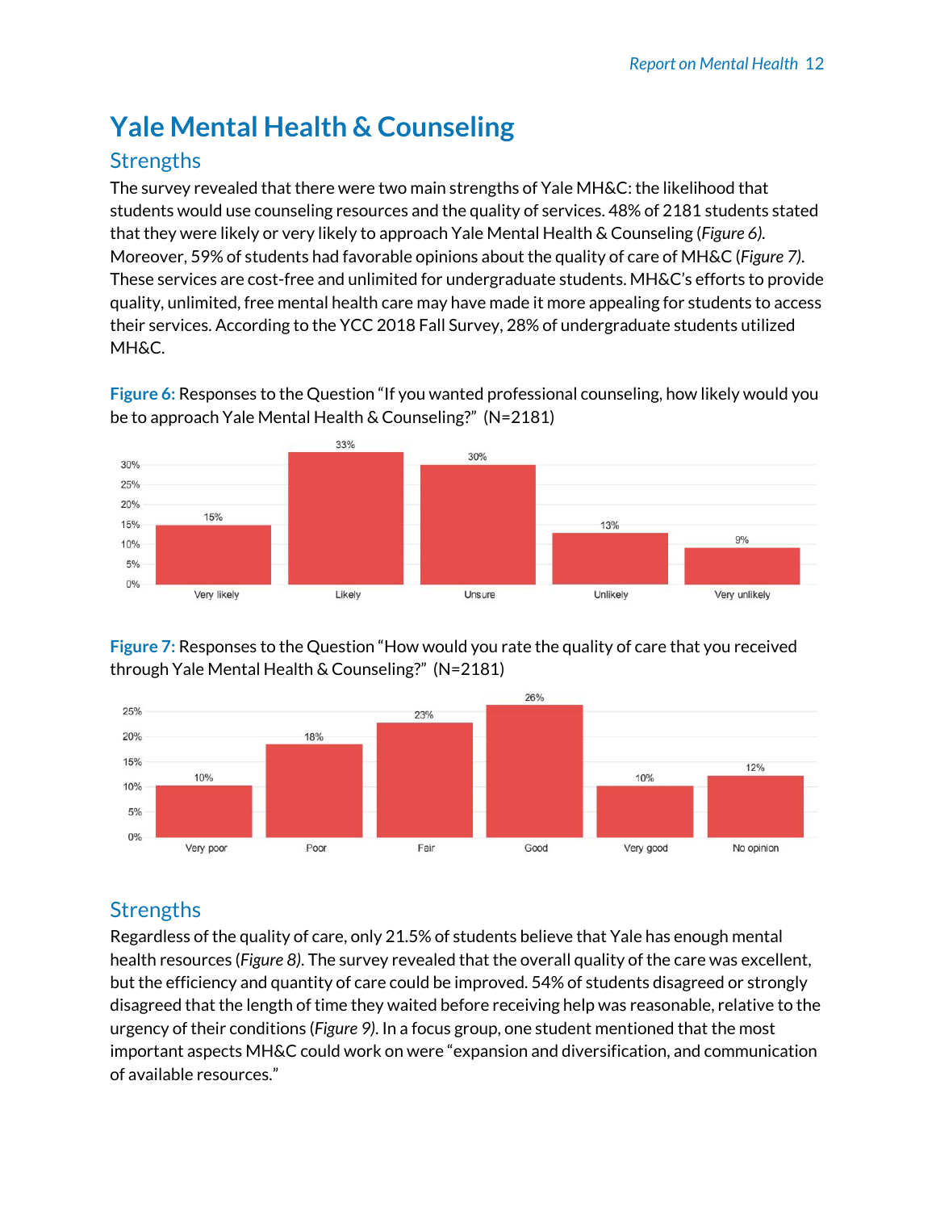# Yale Mental Health & Counseling

## Strengths

The survey revealed that there were two main strengths of Yale MH&C: the likelihood that students would use counseling resources and the quality of services. 48% of 2181 students stated that they were likely or very likely to approach Yale Mental Health & Counseling (*Figure 6*). Moreover, 59% of students had favorable opinions about the quality of care of MH&C (*Figure 7*). These services are cost-free and unlimited for undergraduate students. MH&C's efforts to provide quality, unlimited, free mental health care may have made it more appealing for students to access their services. According to the YCC 2018 Fall Survey, 28% of undergraduate students utilized MH&C.

**Figure 6:** Responses to the Question "If you wanted professional counseling, how likely would you be to approach Yale Mental Health & Counseling?" (N=2181)

| Very likely | Likely | Unsure | Unlikely | Very unlikely |
|---|---|---|---|---|
| 15% | 33% | 30% | 13% | 9% |

**Figure 7:** Responses to the Question "How would you rate the quality of care that you received through Yale Mental Health & Counseling?" (N=2181)

| Very poor | Poor | Fair | Good | Very good | No opinion |
|---|---|---|---|---|---|
| 10% | 18% | 23% | 26% | 10% | 12% |

## Strengths

Regardless of the quality of care, only 21.5% of students believe that Yale has enough mental health resources (*Figure 8*). The survey revealed that the overall quality of the care was excellent, but the efficiency and quantity of care could be improved. 54% of students disagreed or strongly disagreed that the length of time they waited before receiving help was reasonable, relative to the urgency of their conditions (*Figure 9*). In a focus group, one student mentioned that the most important aspects MH&C could work on were "expansion and diversification, and communication of available resources."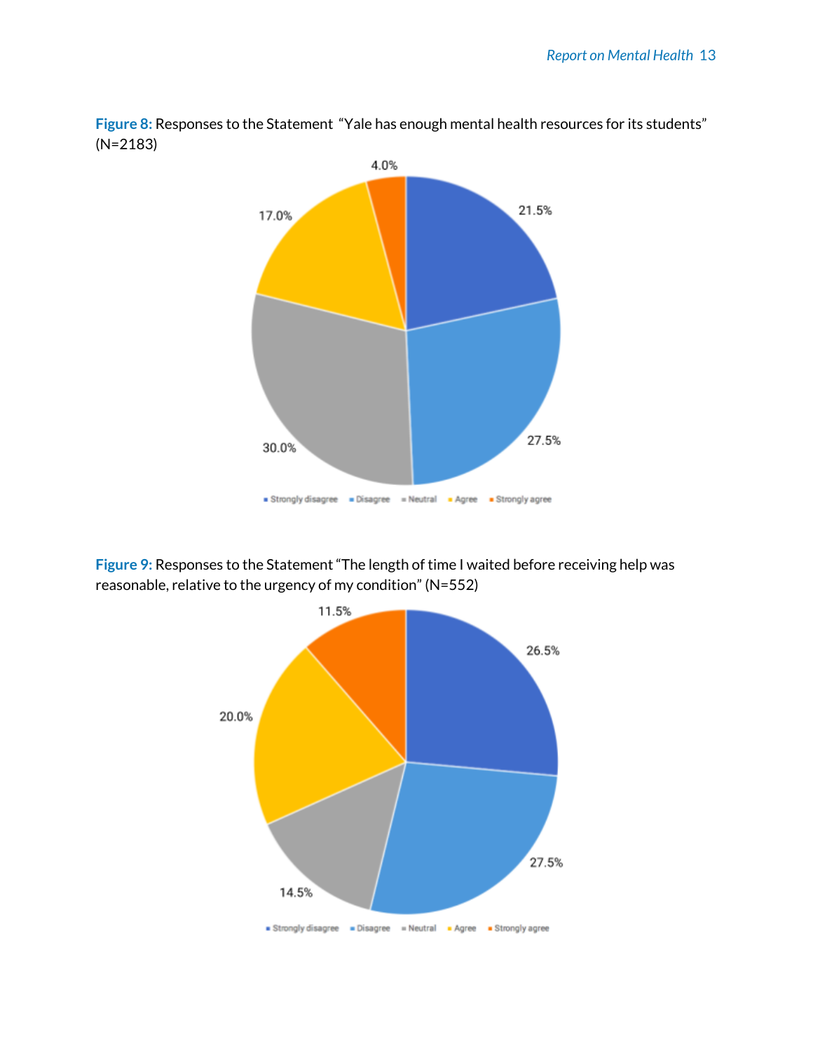**Figure 8:** Responses to the Statement "Yale has enough mental health resources for its students" (N=2183)

| Response | Percentage |
|---|---|
| Strongly disagree | 21.5% |
| Disagree | 27.5% |
| Neutral | 30.0% |
| Agree | 17.0% |
| Strongly agree | 4.0% |

**Figure 9:** Responses to the Statement "The length of time I waited before receiving help was reasonable, relative to the urgency of my condition" (N=552)

| Response | Percentage |
|---|---|
| Strongly disagree | 26.5% |
| Disagree | 27.5% |
| Neutral | 14.5% |
| Agree | 20.0% |
| Strongly agree | 11.5% |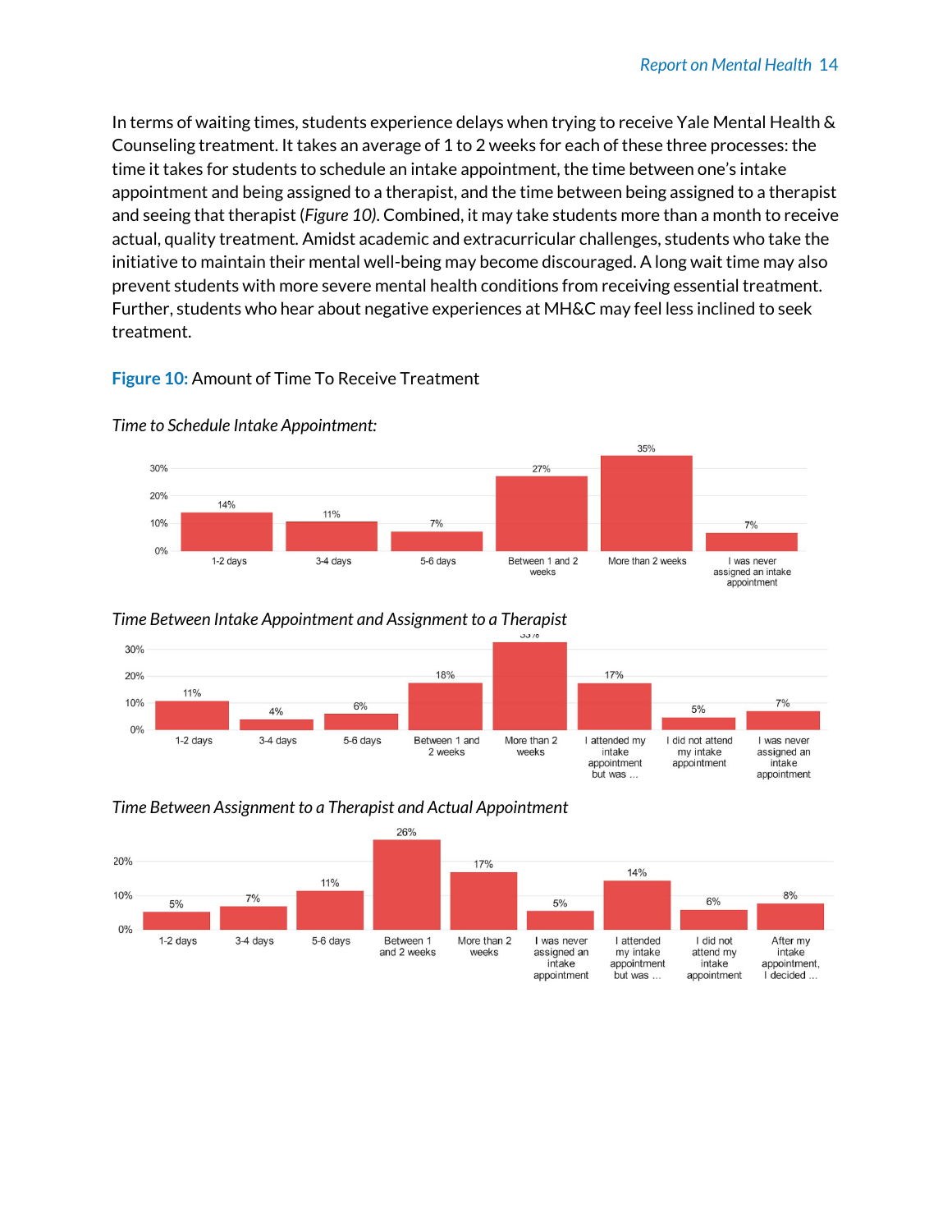In terms of waiting times, students experience delays when trying to receive Yale Mental Health & Counseling treatment. It takes an average of 1 to 2 weeks for each of these three processes: the time it takes for students to schedule an intake appointment, the time between one's intake appointment and being assigned to a therapist, and the time between being assigned to a therapist and seeing that therapist (*Figure 10)*. Combined, it may take students more than a month to receive actual, quality treatment. Amidst academic and extracurricular challenges, students who take the initiative to maintain their mental well-being may become discouraged. A long wait time may also prevent students with more severe mental health conditions from receiving essential treatment. Further, students who hear about negative experiences at MH&C may feel less inclined to seek treatment.

**Figure 10:** Amount of Time To Receive Treatment

*Time to Schedule Intake Appointment:*

| 1-2 days | 3-4 days | 5-6 days | Between 1 and 2 weeks | More than 2 weeks | I was never assigned an intake appointment |
|---|---|---|---|---|---|
| 14% | 11% | 7% | 27% | 35% | 7% |

*Time Between Intake Appointment and Assignment to a Therapist*

| 1-2 days | 3-4 days | 5-6 days | Between 1 and 2 weeks | More than 2 weeks | I attended my intake appointment but was ... | I did not attend my intake appointment | I was never assigned an intake appointment |
|---|---|---|---|---|---|---|---|
| 11% | 4% | 6% | 18% | 33% | 17% | 5% | 7% |

*Time Between Assignment to a Therapist and Actual Appointment*

| 1-2 days | 3-4 days | 5-6 days | Between 1 and 2 weeks | More than 2 weeks | I was never assigned an intake appointment | I attended my intake appointment but was ... | I did not attend my intake appointment | After my intake appointment, I decided ... |
|---|---|---|---|---|---|---|---|---|
| 5% | 7% | 11% | 26% | 17% | 5% | 14% | 6% | 8% |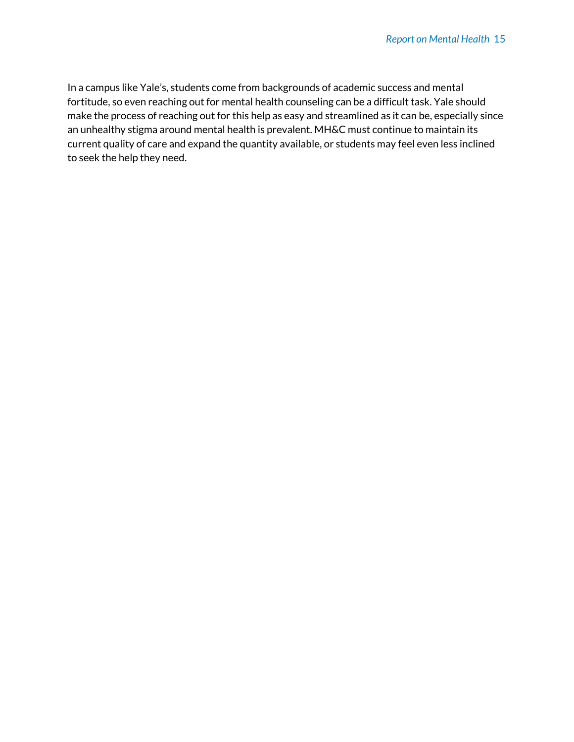In a campus like Yale's, students come from backgrounds of academic success and mental fortitude, so even reaching out for mental health counseling can be a difficult task. Yale should make the process of reaching out for this help as easy and streamlined as it can be, especially since an unhealthy stigma around mental health is prevalent. MH&C must continue to maintain its current quality of care and expand the quantity available, or students may feel even less inclined to seek the help they need.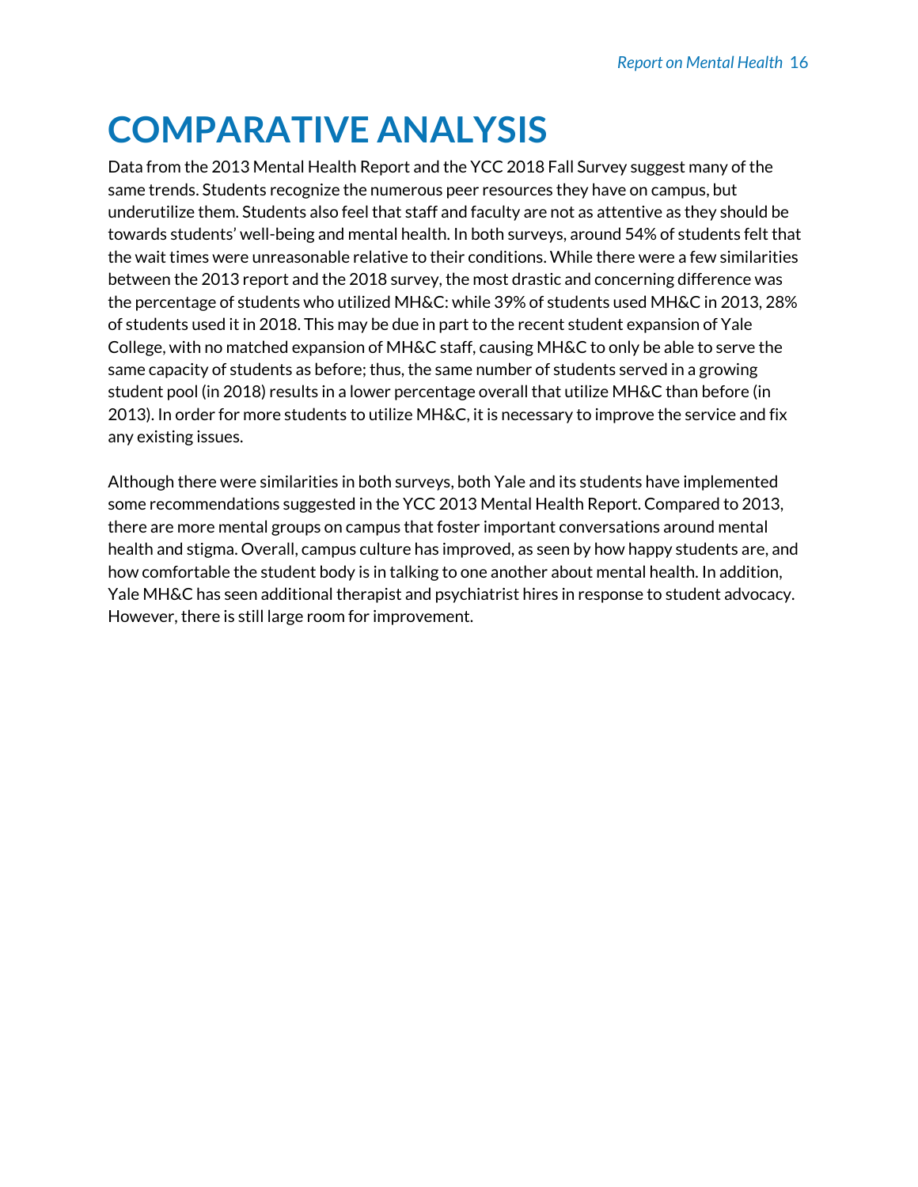# COMPARATIVE ANALYSIS

Data from the 2013 Mental Health Report and the YCC 2018 Fall Survey suggest many of the same trends. Students recognize the numerous peer resources they have on campus, but underutilize them. Students also feel that staff and faculty are not as attentive as they should be towards students' well-being and mental health. In both surveys, around 54% of students felt that the wait times were unreasonable relative to their conditions. While there were a few similarities between the 2013 report and the 2018 survey, the most drastic and concerning difference was the percentage of students who utilized MH&C: while 39% of students used MH&C in 2013, 28% of students used it in 2018. This may be due in part to the recent student expansion of Yale College, with no matched expansion of MH&C staff, causing MH&C to only be able to serve the same capacity of students as before; thus, the same number of students served in a growing student pool (in 2018) results in a lower percentage overall that utilize MH&C than before (in 2013). In order for more students to utilize MH&C, it is necessary to improve the service and fix any existing issues.

Although there were similarities in both surveys, both Yale and its students have implemented some recommendations suggested in the YCC 2013 Mental Health Report. Compared to 2013, there are more mental groups on campus that foster important conversations around mental health and stigma. Overall, campus culture has improved, as seen by how happy students are, and how comfortable the student body is in talking to one another about mental health. In addition, Yale MH&C has seen additional therapist and psychiatrist hires in response to student advocacy. However, there is still large room for improvement.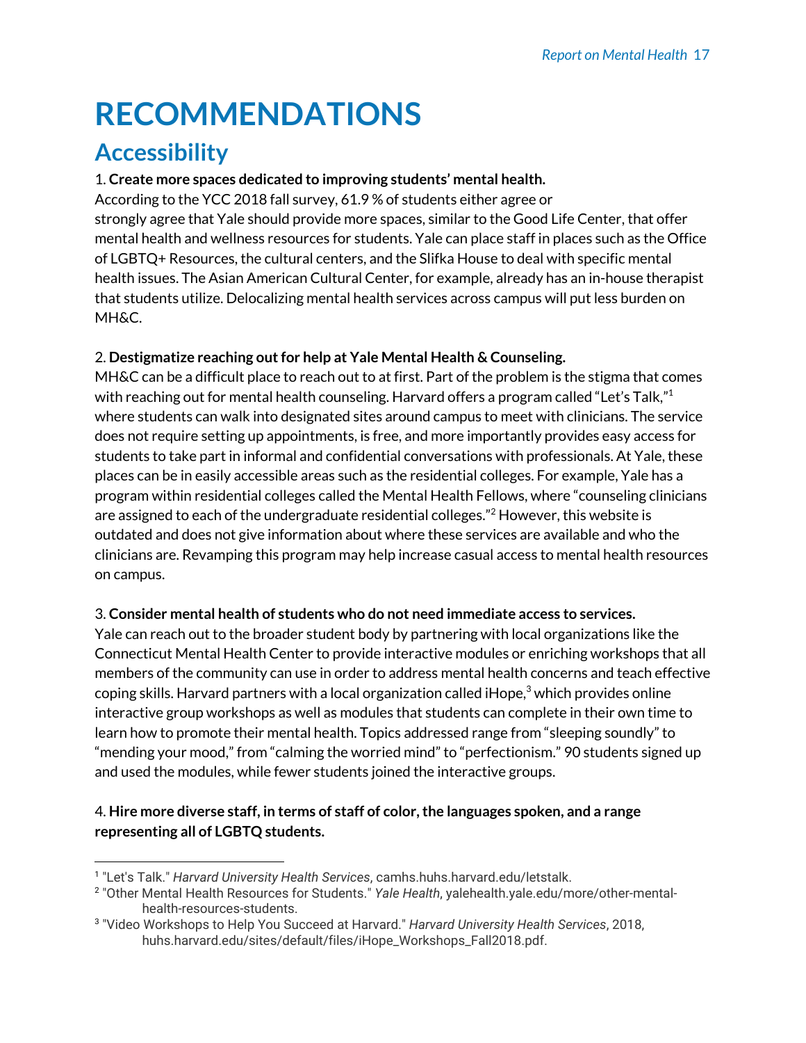// Note: running header "Report on Mental Health 17" omitted per rules.
# RECOMMENDATIONS

## Accessibility

1. **Create more spaces dedicated to improving students' mental health.**
According to the YCC 2018 fall survey, 61.9 % of students either agree or strongly agree that Yale should provide more spaces, similar to the Good Life Center, that offer mental health and wellness resources for students. Yale can place staff in places such as the Office of LGBTQ+ Resources, the cultural centers, and the Slifka House to deal with specific mental health issues. The Asian American Cultural Center, for example, already has an in-house therapist that students utilize. Delocalizing mental health services across campus will put less burden on MH&C.

2. **Destigmatize reaching out for help at Yale Mental Health & Counseling.**
MH&C can be a difficult place to reach out to at first. Part of the problem is the stigma that comes with reaching out for mental health counseling. Harvard offers a program called "Let's Talk,"[1] where students can walk into designated sites around campus to meet with clinicians. The service does not require setting up appointments, is free, and more importantly provides easy access for students to take part in informal and confidential conversations with professionals. At Yale, these places can be in easily accessible areas such as the residential colleges. For example, Yale has a program within residential colleges called the Mental Health Fellows, where "counseling clinicians are assigned to each of the undergraduate residential colleges."[2] However, this website is outdated and does not give information about where these services are available and who the clinicians are. Revamping this program may help increase casual access to mental health resources on campus.

3. **Consider mental health of students who do not need immediate access to services.**
Yale can reach out to the broader student body by partnering with local organizations like the Connecticut Mental Health Center to provide interactive modules or enriching workshops that all members of the community can use in order to address mental health concerns and teach effective coping skills. Harvard partners with a local organization called iHope,[3] which provides online interactive group workshops as well as modules that students can complete in their own time to learn how to promote their mental health. Topics addressed range from "sleeping soundly" to "mending your mood," from "calming the worried mind" to "perfectionism." 90 students signed up and used the modules, while fewer students joined the interactive groups.

4. **Hire more diverse staff, in terms of staff of color, the languages spoken, and a range representing all of LGBTQ students.**

---

[1] "Let's Talk." *Harvard University Health Services*, camhs.huhs.harvard.edu/letstalk.

[2] "Other Mental Health Resources for Students." *Yale Health*, yalehealth.yale.edu/more/other-mental-health-resources-students.

[3] "Video Workshops to Help You Succeed at Harvard." *Harvard University Health Services*, 2018, huhs.harvard.edu/sites/default/files/iHope_Workshops_Fall2018.pdf.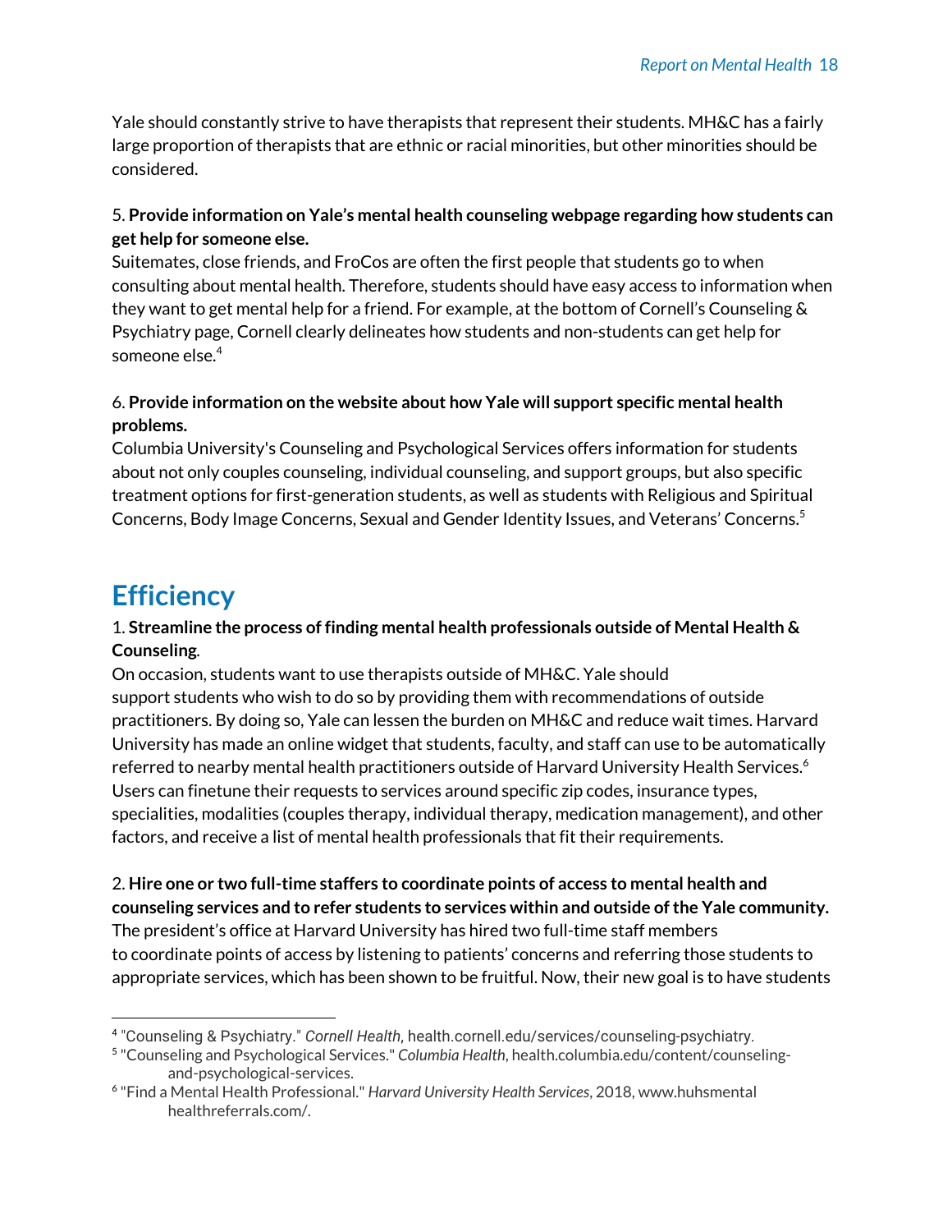Yale should constantly strive to have therapists that represent their students. MH&C has a fairly large proportion of therapists that are ethnic or racial minorities, but other minorities should be considered.

5. **Provide information on Yale's mental health counseling webpage regarding how students can get help for someone else.**
Suitemates, close friends, and FroCos are often the first people that students go to when consulting about mental health. Therefore, students should have easy access to information when they want to get mental help for a friend. For example, at the bottom of Cornell's Counseling & Psychiatry page, Cornell clearly delineates how students and non-students can get help for someone else.[4]

6. **Provide information on the website about how Yale will support specific mental health problems.**
Columbia University's Counseling and Psychological Services offers information for students about not only couples counseling, individual counseling, and support groups, but also specific treatment options for first-generation students, as well as students with Religious and Spiritual Concerns, Body Image Concerns, Sexual and Gender Identity Issues, and Veterans' Concerns.[5]

## Efficiency

1. **Streamline the process of finding mental health professionals outside of Mental Health & Counseling**.
On occasion, students want to use therapists outside of MH&C. Yale should support students who wish to do so by providing them with recommendations of outside practitioners. By doing so, Yale can lessen the burden on MH&C and reduce wait times. Harvard University has made an online widget that students, faculty, and staff can use to be automatically referred to nearby mental health practitioners outside of Harvard University Health Services.[6] Users can finetune their requests to services around specific zip codes, insurance types, specialities, modalities (couples therapy, individual therapy, medication management), and other factors, and receive a list of mental health professionals that fit their requirements.

2. **Hire one or two full-time staffers to coordinate points of access to mental health and counseling services and to refer students to services within and outside of the Yale community.**
The president's office at Harvard University has hired two full-time staff members to coordinate points of access by listening to patients' concerns and referring those students to appropriate services, which has been shown to be fruitful. Now, their new goal is to have students

---

[4] "Counseling & Psychiatry." *Cornell Health,* health.cornell.edu/services/counseling-psychiatry.

[5] "Counseling and Psychological Services." *Columbia Health*, health.columbia.edu/content/counseling-and-psychological-services.

[6] "Find a Mental Health Professional." *Harvard University Health Services*, 2018, www.huhsmentalhealthreferrals.com/.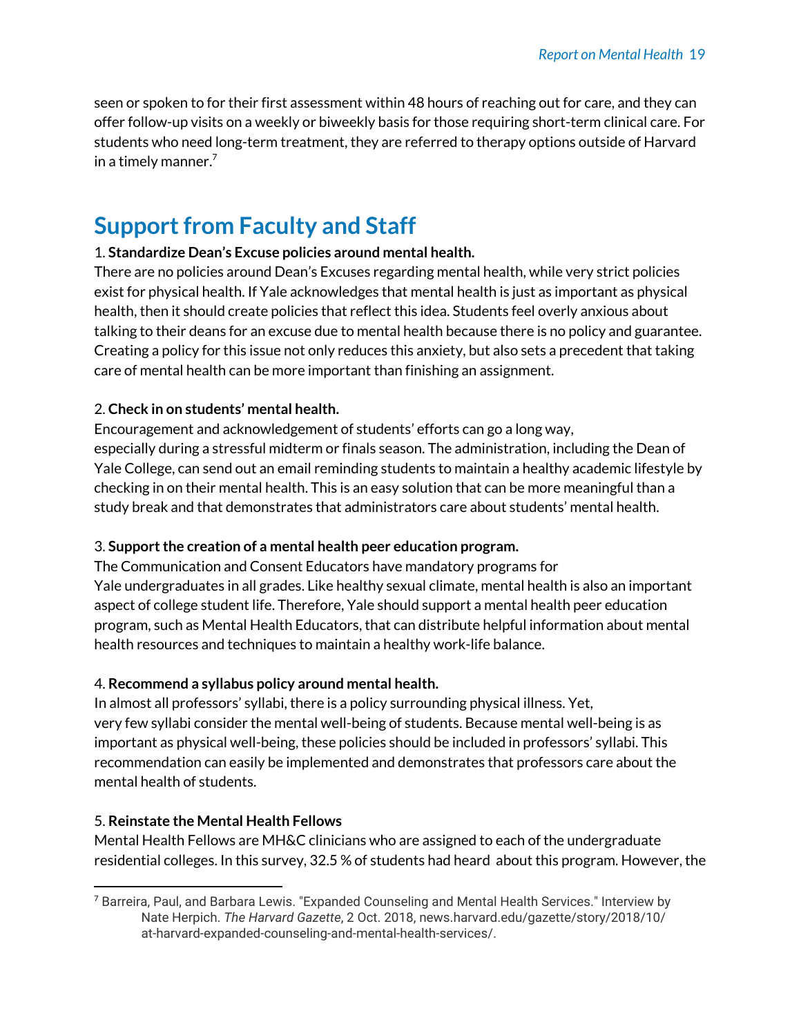seen or spoken to for their first assessment within 48 hours of reaching out for care, and they can offer follow-up visits on a weekly or biweekly basis for those requiring short-term clinical care. For students who need long-term treatment, they are referred to therapy options outside of Harvard in a timely manner.[7]

## Support from Faculty and Staff

1. **Standardize Dean's Excuse policies around mental health.**
There are no policies around Dean's Excuses regarding mental health, while very strict policies exist for physical health. If Yale acknowledges that mental health is just as important as physical health, then it should create policies that reflect this idea. Students feel overly anxious about talking to their deans for an excuse due to mental health because there is no policy and guarantee. Creating a policy for this issue not only reduces this anxiety, but also sets a precedent that taking care of mental health can be more important than finishing an assignment.

2. **Check in on students' mental health.**
Encouragement and acknowledgement of students' efforts can go a long way, especially during a stressful midterm or finals season. The administration, including the Dean of Yale College, can send out an email reminding students to maintain a healthy academic lifestyle by checking in on their mental health. This is an easy solution that can be more meaningful than a study break and that demonstrates that administrators care about students' mental health.

3. **Support the creation of a mental health peer education program.**
The Communication and Consent Educators have mandatory programs for Yale undergraduates in all grades. Like healthy sexual climate, mental health is also an important aspect of college student life. Therefore, Yale should support a mental health peer education program, such as Mental Health Educators, that can distribute helpful information about mental health resources and techniques to maintain a healthy work-life balance.

4. **Recommend a syllabus policy around mental health.**
In almost all professors' syllabi, there is a policy surrounding physical illness. Yet, very few syllabi consider the mental well-being of students. Because mental well-being is as important as physical well-being, these policies should be included in professors' syllabi. This recommendation can easily be implemented and demonstrates that professors care about the mental health of students.

5. **Reinstate the Mental Health Fellows**
Mental Health Fellows are MH&C clinicians who are assigned to each of the undergraduate residential colleges. In this survey, 32.5 % of students had heard about this program. However, the

---

[7] Barreira, Paul, and Barbara Lewis. "Expanded Counseling and Mental Health Services." Interview by Nate Herpich. *The Harvard Gazette*, 2 Oct. 2018, news.harvard.edu/gazette/story/2018/10/at-harvard-expanded-counseling-and-mental-health-services/.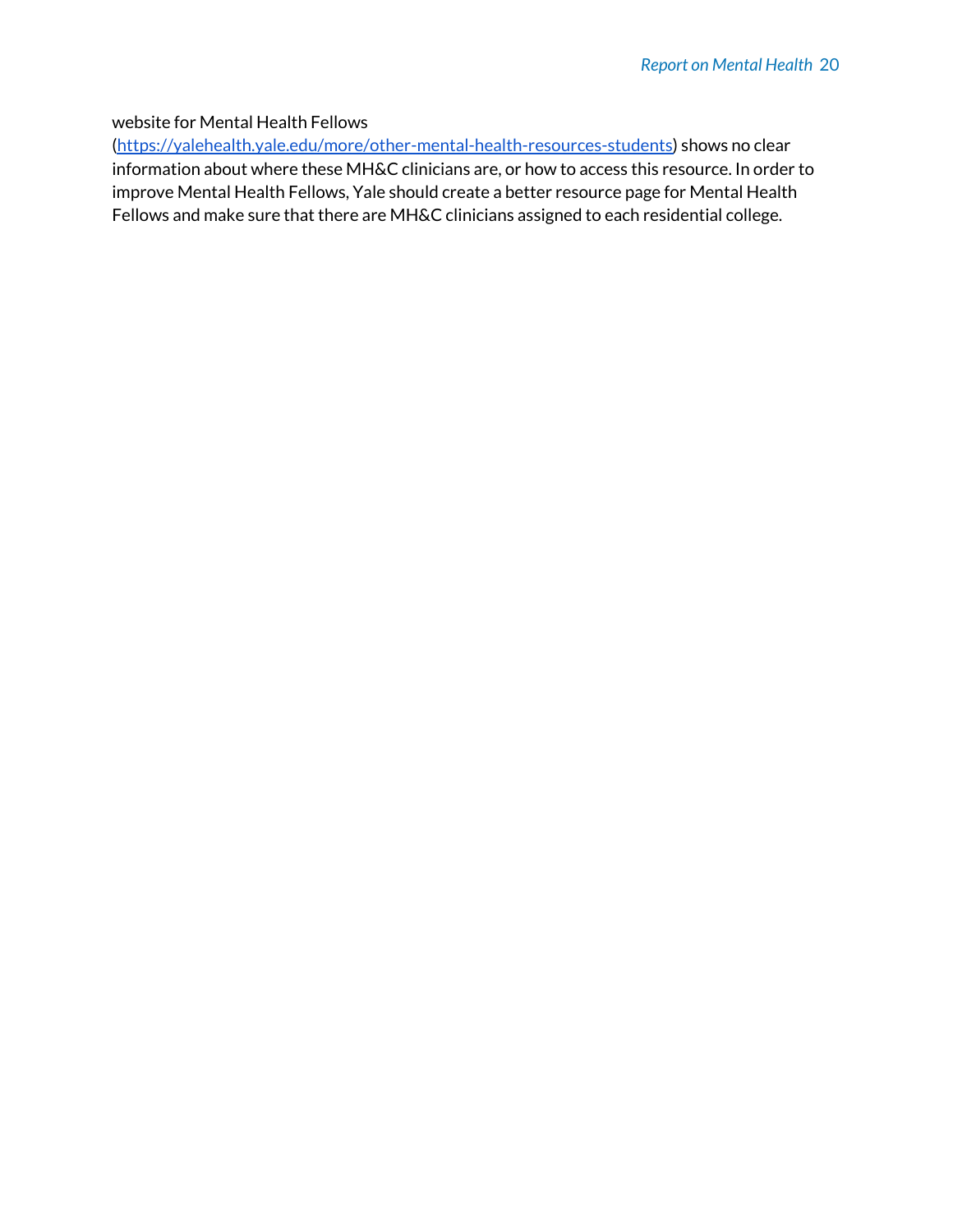website for Mental Health Fellows (https://yalehealth.yale.edu/more/other-mental-health-resources-students) shows no clear information about where these MH&C clinicians are, or how to access this resource. In order to improve Mental Health Fellows, Yale should create a better resource page for Mental Health Fellows and make sure that there are MH&C clinicians assigned to each residential college.